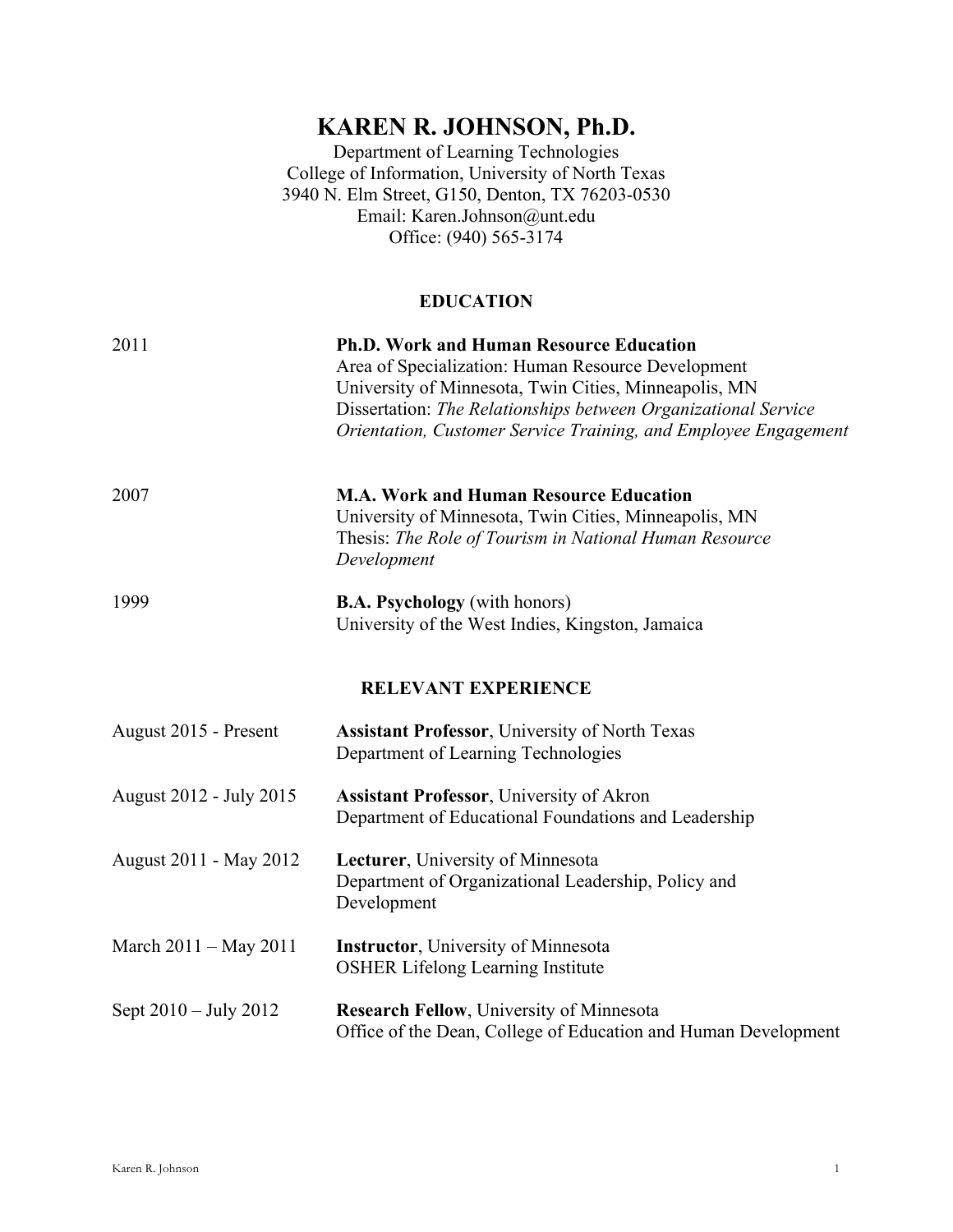# KAREN R. JOHNSON, Ph.D.

Department of Learning Technologies
College of Information, University of North Texas
3940 N. Elm Street, G150, Denton, TX 76203-0530
Email: Karen.Johnson@unt.edu
Office: (940) 565-3174

## EDUCATION

| | |
|---|---|
| 2011 | **Ph.D. Work and Human Resource Education**<br>Area of Specialization: Human Resource Development<br>University of Minnesota, Twin Cities, Minneapolis, MN<br>Dissertation: *The Relationships between Organizational Service Orientation, Customer Service Training, and Employee Engagement* |
| 2007 | **M.A. Work and Human Resource Education**<br>University of Minnesota, Twin Cities, Minneapolis, MN<br>Thesis: *The Role of Tourism in National Human Resource Development* |
| 1999 | **B.A. Psychology** (with honors)<br>University of the West Indies, Kingston, Jamaica |

## RELEVANT EXPERIENCE

| | |
|---|---|
| August 2015 - Present | **Assistant Professor**, University of North Texas<br>Department of Learning Technologies |
| August 2012 - July 2015 | **Assistant Professor**, University of Akron<br>Department of Educational Foundations and Leadership |
| August 2011 - May 2012 | **Lecturer**, University of Minnesota<br>Department of Organizational Leadership, Policy and Development |
| March 2011 – May 2011 | **Instructor**, University of Minnesota<br>OSHER Lifelong Learning Institute |
| Sept 2010 – July 2012 | **Research Fellow**, University of Minnesota<br>Office of the Dean, College of Education and Human Development |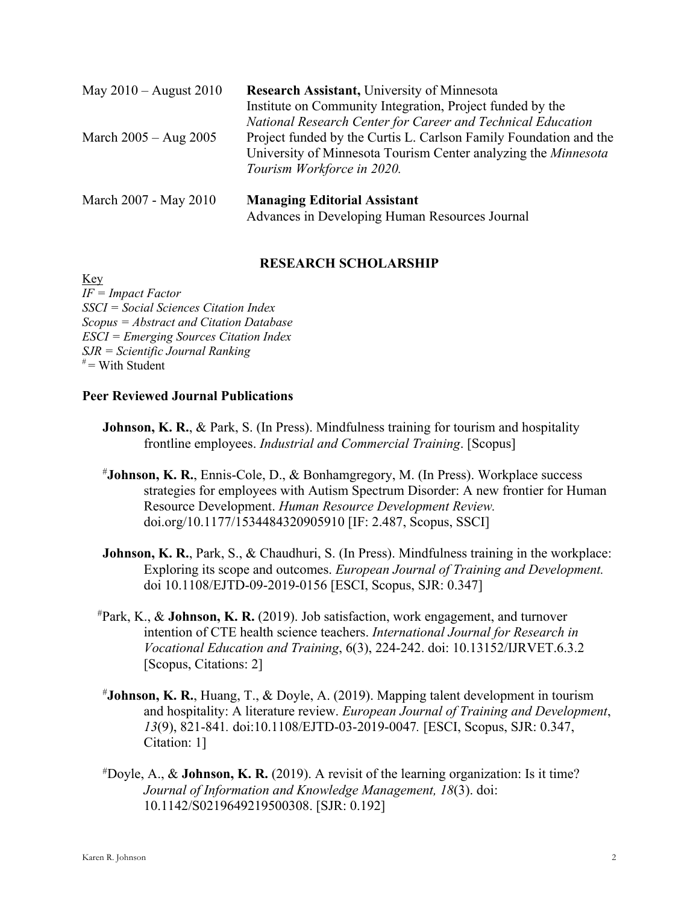May 2010 – August 2010 **Research Assistant,** University of Minnesota
Institute on Community Integration, Project funded by the *National Research Center for Career and Technical Education*

March 2005 – Aug 2005 Project funded by the Curtis L. Carlson Family Foundation and the University of Minnesota Tourism Center analyzing the *Minnesota Tourism Workforce in 2020.*

March 2007 - May 2010 **Managing Editorial Assistant**
Advances in Developing Human Resources Journal

## RESEARCH SCHOLARSHIP

Key

*IF = Impact Factor*
*SSCI = Social Sciences Citation Index*
*Scopus = Abstract and Citation Database*
*ESCI = Emerging Sources Citation Index*
*SJR = Scientific Journal Ranking*
[#] = With Student

### Peer Reviewed Journal Publications

**Johnson, K. R.**, & Park, S. (In Press). Mindfulness training for tourism and hospitality frontline employees. *Industrial and Commercial Training*. [Scopus]

[#]**Johnson, K. R.**, Ennis-Cole, D., & Bonhamgregory, M. (In Press). Workplace success strategies for employees with Autism Spectrum Disorder: A new frontier for Human Resource Development. *Human Resource Development Review.* doi.org/10.1177/1534484320905910 [IF: 2.487, Scopus, SSCI]

**Johnson, K. R.**, Park, S., & Chaudhuri, S. (In Press). Mindfulness training in the workplace: Exploring its scope and outcomes. *European Journal of Training and Development.* doi 10.1108/EJTD-09-2019-0156 [ESCI, Scopus, SJR: 0.347]

[#]Park, K., & **Johnson, K. R.** (2019). Job satisfaction, work engagement, and turnover intention of CTE health science teachers. *International Journal for Research in Vocational Education and Training*, 6(3), 224-242. doi: 10.13152/IJRVET.6.3.2 [Scopus, Citations: 2]

[#]**Johnson, K. R.**, Huang, T., & Doyle, A. (2019). Mapping talent development in tourism and hospitality: A literature review. *European Journal of Training and Development*, *13*(9), 821-841. doi:10.1108/EJTD-03-2019-0047. [ESCI, Scopus, SJR: 0.347, Citation: 1]

[#]Doyle, A., & **Johnson, K. R.** (2019). A revisit of the learning organization: Is it time? *Journal of Information and Knowledge Management, 18*(3). doi: 10.1142/S0219649219500308. [SJR: 0.192]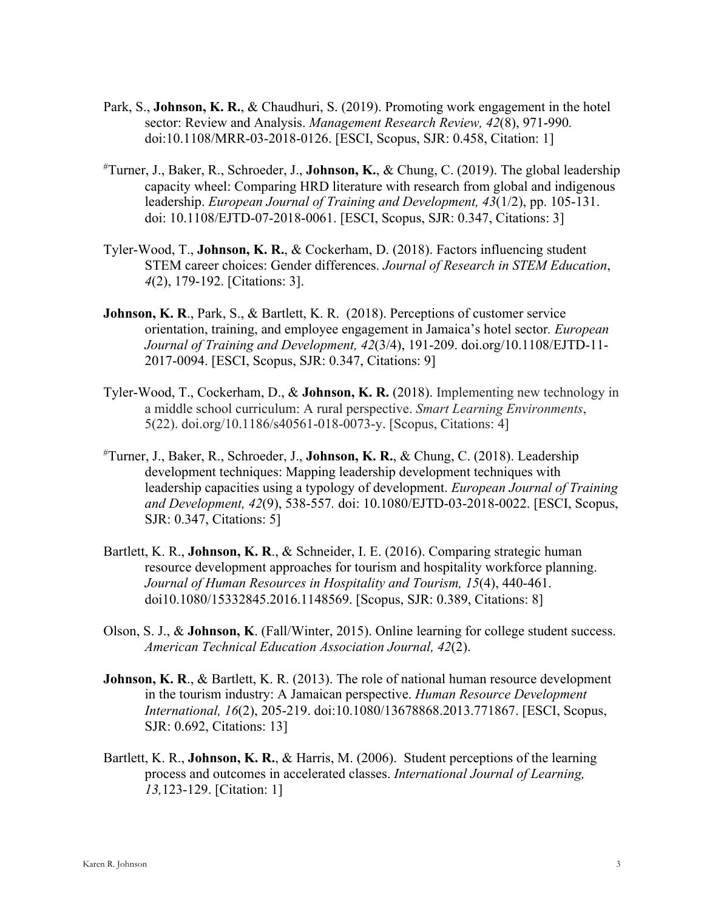Park, S., **Johnson, K. R.**, & Chaudhuri, S. (2019). Promoting work engagement in the hotel sector: Review and Analysis. *Management Research Review, 42*(8), 971-990*.* doi:10.1108/MRR-03-2018-0126. [ESCI, Scopus, SJR: 0.458, Citation: 1]

#Turner, J., Baker, R., Schroeder, J., **Johnson, K.**, & Chung, C. (2019). The global leadership capacity wheel: Comparing HRD literature with research from global and indigenous leadership. *European Journal of Training and Development, 43*(1/2), pp. 105-131. doi: 10.1108/EJTD-07-2018-0061. [ESCI, Scopus, SJR: 0.347, Citations: 3]

Tyler-Wood, T., **Johnson, K. R.**, & Cockerham, D. (2018). Factors influencing student STEM career choices: Gender differences. *Journal of Research in STEM Education*, *4*(2), 179-192. [Citations: 3].

**Johnson, K. R**., Park, S., & Bartlett, K. R. (2018). Perceptions of customer service orientation, training, and employee engagement in Jamaica's hotel sector*. European Journal of Training and Development, 42*(3/4), 191-209. doi.org/10.1108/EJTD-11-2017-0094. [ESCI, Scopus, SJR: 0.347, Citations: 9]

Tyler-Wood, T., Cockerham, D., & **Johnson, K. R.** (2018). Implementing new technology in a middle school curriculum: A rural perspective. *Smart Learning Environments*, 5(22). doi.org/10.1186/s40561-018-0073-y. [Scopus, Citations: 4]

#Turner, J., Baker, R., Schroeder, J., **Johnson, K. R.**, & Chung, C. (2018). Leadership development techniques: Mapping leadership development techniques with leadership capacities using a typology of development. *European Journal of Training and Development, 42*(9), 538-557*.* doi: 10.1080/EJTD-03-2018-0022. [ESCI, Scopus, SJR: 0.347, Citations: 5]

Bartlett, K. R., **Johnson, K. R**., & Schneider, I. E. (2016). Comparing strategic human resource development approaches for tourism and hospitality workforce planning. *Journal of Human Resources in Hospitality and Tourism, 15*(4), 440-461. doi10.1080/15332845.2016.1148569. [Scopus, SJR: 0.389, Citations: 8]

Olson, S. J., & **Johnson, K**. (Fall/Winter, 2015). Online learning for college student success. *American Technical Education Association Journal, 42*(2).

**Johnson, K. R**., & Bartlett, K. R. (2013). The role of national human resource development in the tourism industry: A Jamaican perspective. *Human Resource Development International, 16*(2), 205-219. doi:10.1080/13678868.2013.771867. [ESCI, Scopus, SJR: 0.692, Citations: 13]

Bartlett, K. R., **Johnson, K. R.**, & Harris, M. (2006). Student perceptions of the learning process and outcomes in accelerated classes. *International Journal of Learning, 13,*123-129. [Citation: 1]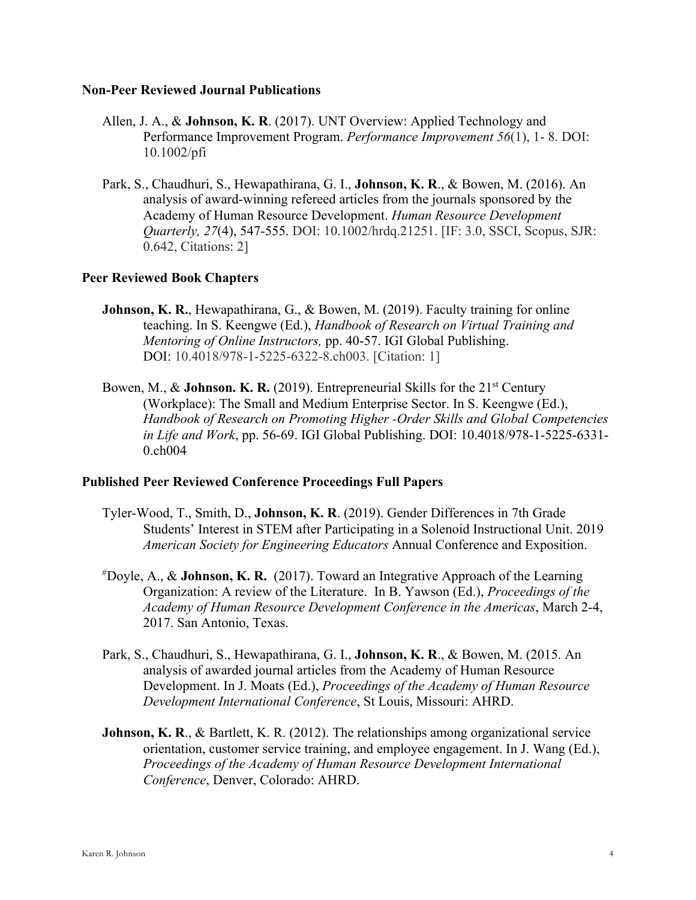### Non-Peer Reviewed Journal Publications

Allen, J. A., & **Johnson, K. R**. (2017). UNT Overview: Applied Technology and Performance Improvement Program. *Performance Improvement 56*(1), 1- 8. DOI: 10.1002/pfi

Park, S., Chaudhuri, S., Hewapathirana, G. I., **Johnson, K. R**., & Bowen, M. (2016). An analysis of award-winning refereed articles from the journals sponsored by the Academy of Human Resource Development. *Human Resource Development Quarterly, 27*(4), 547-555. DOI: 10.1002/hrdq.21251. [IF: 3.0, SSCI, Scopus, SJR: 0.642, Citations: 2]

### Peer Reviewed Book Chapters

**Johnson, K. R.**, Hewapathirana, G., & Bowen, M. (2019). Faculty training for online teaching. In S. Keengwe (Ed.), *Handbook of Research on Virtual Training and Mentoring of Online Instructors,* pp. 40-57. IGI Global Publishing. DOI: 10.4018/978-1-5225-6322-8.ch003. [Citation: 1]

Bowen, M., & **Johnson. K. R.** (2019). Entrepreneurial Skills for the 21st Century (Workplace): The Small and Medium Enterprise Sector. In S. Keengwe (Ed.), *Handbook of Research on Promoting Higher -Order Skills and Global Competencies in Life and Work*, pp. 56-69. IGI Global Publishing. DOI: 10.4018/978-1-5225-6331-0.ch004

### Published Peer Reviewed Conference Proceedings Full Papers

Tyler-Wood, T., Smith, D., **Johnson, K. R**. (2019). Gender Differences in 7th Grade Students' Interest in STEM after Participating in a Solenoid Instructional Unit. 2019 *American Society for Engineering Educators* Annual Conference and Exposition.

#Doyle, A., & **Johnson, K. R.** (2017). Toward an Integrative Approach of the Learning Organization: A review of the Literature. In B. Yawson (Ed.), *Proceedings of the Academy of Human Resource Development Conference in the Americas*, March 2-4, 2017. San Antonio, Texas.

Park, S., Chaudhuri, S., Hewapathirana, G. I., **Johnson, K. R**., & Bowen, M. (2015. An analysis of awarded journal articles from the Academy of Human Resource Development. In J. Moats (Ed.), *Proceedings of the Academy of Human Resource Development International Conference*, St Louis, Missouri: AHRD.

**Johnson, K. R**., & Bartlett, K. R. (2012). The relationships among organizational service orientation, customer service training, and employee engagement. In J. Wang (Ed.), *Proceedings of the Academy of Human Resource Development International Conference*, Denver, Colorado: AHRD.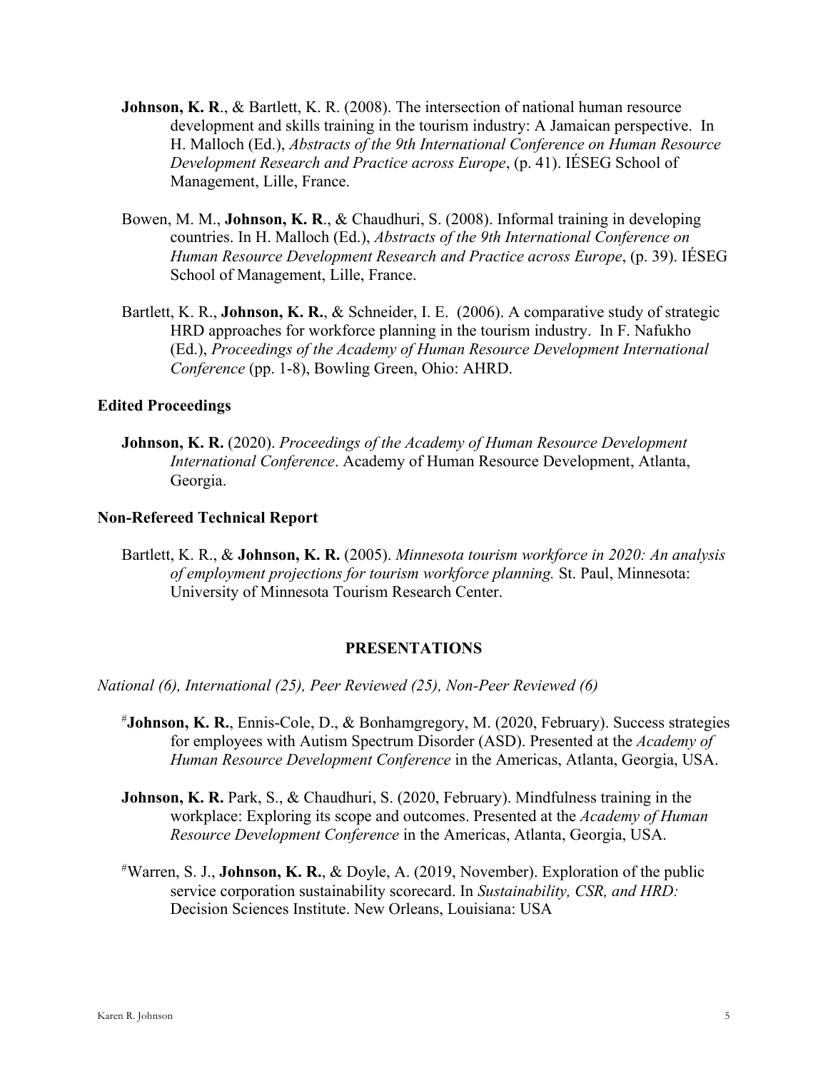**Johnson, K. R**., & Bartlett, K. R. (2008). The intersection of national human resource development and skills training in the tourism industry: A Jamaican perspective. In H. Malloch (Ed.), *Abstracts of the 9th International Conference on Human Resource Development Research and Practice across Europe*, (p. 41). IÉSEG School of Management, Lille, France.

Bowen, M. M., **Johnson, K. R**., & Chaudhuri, S. (2008). Informal training in developing countries. In H. Malloch (Ed.), *Abstracts of the 9th International Conference on Human Resource Development Research and Practice across Europe*, (p. 39). IÉSEG School of Management, Lille, France.

Bartlett, K. R., **Johnson, K. R.**, & Schneider, I. E. (2006). A comparative study of strategic HRD approaches for workforce planning in the tourism industry. In F. Nafukho (Ed.), *Proceedings of the Academy of Human Resource Development International Conference* (pp. 1-8), Bowling Green, Ohio: AHRD.

**Edited Proceedings**

**Johnson, K. R.** (2020). *Proceedings of the Academy of Human Resource Development International Conference*. Academy of Human Resource Development, Atlanta, Georgia.

**Non-Refereed Technical Report**

Bartlett, K. R., & **Johnson, K. R.** (2005). *Minnesota tourism workforce in 2020: An analysis of employment projections for tourism workforce planning.* St. Paul, Minnesota: University of Minnesota Tourism Research Center.

## PRESENTATIONS

*National (6), International (25), Peer Reviewed (25), Non-Peer Reviewed (6)*

#**Johnson, K. R.**, Ennis-Cole, D., & Bonhamgregory, M. (2020, February). Success strategies for employees with Autism Spectrum Disorder (ASD). Presented at the *Academy of Human Resource Development Conference* in the Americas, Atlanta, Georgia, USA.

**Johnson, K. R.** Park, S., & Chaudhuri, S. (2020, February). Mindfulness training in the workplace: Exploring its scope and outcomes. Presented at the *Academy of Human Resource Development Conference* in the Americas, Atlanta, Georgia, USA.

#Warren, S. J., **Johnson, K. R.**, & Doyle, A. (2019, November). Exploration of the public service corporation sustainability scorecard. In *Sustainability, CSR, and HRD:* Decision Sciences Institute. New Orleans, Louisiana: USA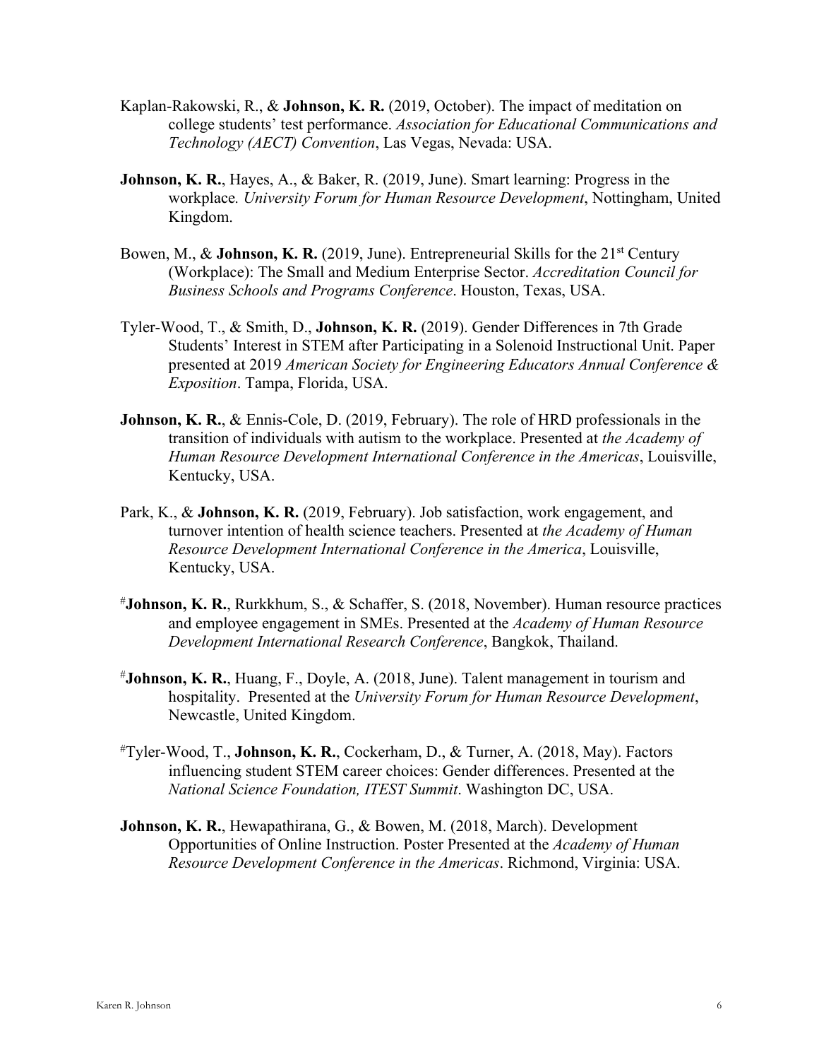Kaplan-Rakowski, R., & **Johnson, K. R.** (2019, October). The impact of meditation on college students' test performance. *Association for Educational Communications and Technology (AECT) Convention*, Las Vegas, Nevada: USA.

**Johnson, K. R.**, Hayes, A., & Baker, R. (2019, June). Smart learning: Progress in the workplace. *University Forum for Human Resource Development*, Nottingham, United Kingdom.

Bowen, M., & **Johnson, K. R.** (2019, June). Entrepreneurial Skills for the 21st Century (Workplace): The Small and Medium Enterprise Sector. *Accreditation Council for Business Schools and Programs Conference*. Houston, Texas, USA.

Tyler-Wood, T., & Smith, D., **Johnson, K. R.** (2019). Gender Differences in 7th Grade Students' Interest in STEM after Participating in a Solenoid Instructional Unit. Paper presented at 2019 *American Society for Engineering Educators Annual Conference & Exposition*. Tampa, Florida, USA.

**Johnson, K. R.**, & Ennis-Cole, D. (2019, February). The role of HRD professionals in the transition of individuals with autism to the workplace. Presented at *the Academy of Human Resource Development International Conference in the Americas*, Louisville, Kentucky, USA.

Park, K., & **Johnson, K. R.** (2019, February). Job satisfaction, work engagement, and turnover intention of health science teachers. Presented at *the Academy of Human Resource Development International Conference in the America*, Louisville, Kentucky, USA.

#**Johnson, K. R.**, Rurkkhum, S., & Schaffer, S. (2018, November). Human resource practices and employee engagement in SMEs. Presented at the *Academy of Human Resource Development International Research Conference*, Bangkok, Thailand.

#**Johnson, K. R.**, Huang, F., Doyle, A. (2018, June). Talent management in tourism and hospitality. Presented at the *University Forum for Human Resource Development*, Newcastle, United Kingdom.

#Tyler-Wood, T., **Johnson, K. R.**, Cockerham, D., & Turner, A. (2018, May). Factors influencing student STEM career choices: Gender differences. Presented at the *National Science Foundation, ITEST Summit*. Washington DC, USA.

**Johnson, K. R.**, Hewapathirana, G., & Bowen, M. (2018, March). Development Opportunities of Online Instruction. Poster Presented at the *Academy of Human Resource Development Conference in the Americas*. Richmond, Virginia: USA.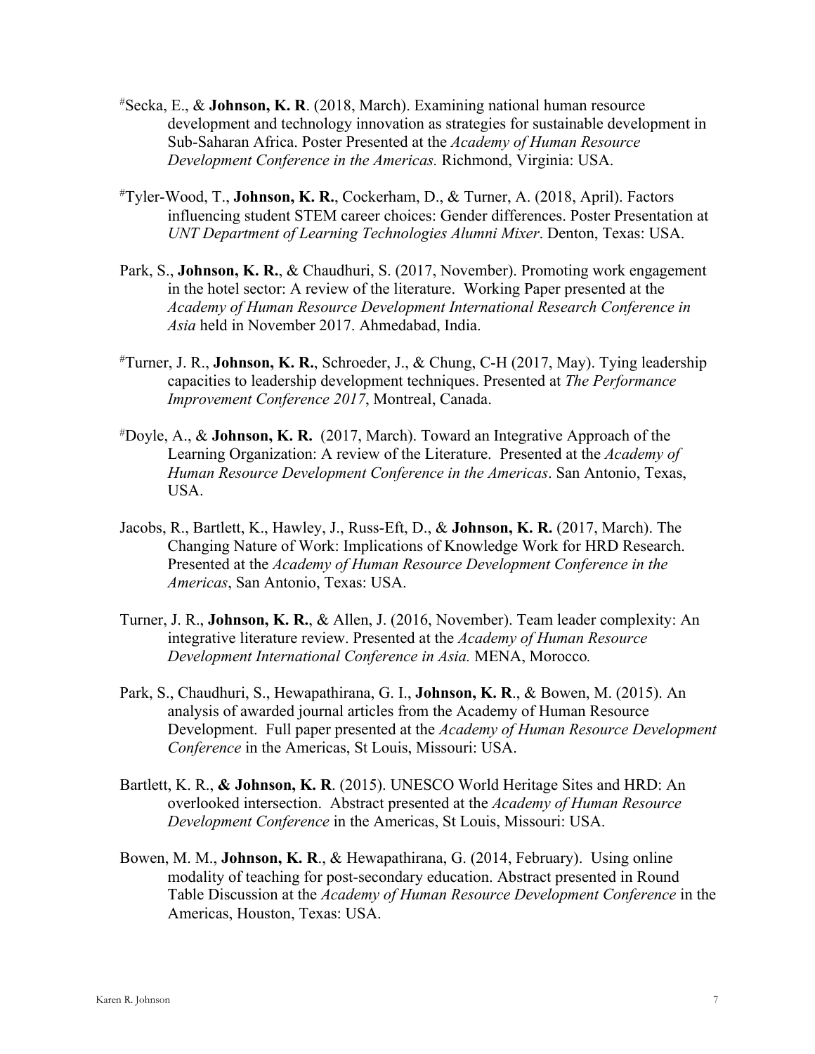#Secka, E., & **Johnson, K. R**. (2018, March). Examining national human resource development and technology innovation as strategies for sustainable development in Sub-Saharan Africa. Poster Presented at the *Academy of Human Resource Development Conference in the Americas.* Richmond, Virginia: USA.

#Tyler-Wood, T., **Johnson, K. R.**, Cockerham, D., & Turner, A. (2018, April). Factors influencing student STEM career choices: Gender differences. Poster Presentation at *UNT Department of Learning Technologies Alumni Mixer*. Denton, Texas: USA.

Park, S., **Johnson, K. R.**, & Chaudhuri, S. (2017, November). Promoting work engagement in the hotel sector: A review of the literature. Working Paper presented at the *Academy of Human Resource Development International Research Conference in Asia* held in November 2017. Ahmedabad, India.

#Turner, J. R., **Johnson, K. R.**, Schroeder, J., & Chung, C-H (2017, May). Tying leadership capacities to leadership development techniques. Presented at *The Performance Improvement Conference 2017*, Montreal, Canada.

#Doyle, A., & **Johnson, K. R.** (2017, March). Toward an Integrative Approach of the Learning Organization: A review of the Literature. Presented at the *Academy of Human Resource Development Conference in the Americas*. San Antonio, Texas, USA.

Jacobs, R., Bartlett, K., Hawley, J., Russ-Eft, D., & **Johnson, K. R.** (2017, March). The Changing Nature of Work: Implications of Knowledge Work for HRD Research. Presented at the *Academy of Human Resource Development Conference in the Americas*, San Antonio, Texas: USA.

Turner, J. R., **Johnson, K. R.**, & Allen, J. (2016, November). Team leader complexity: An integrative literature review. Presented at the *Academy of Human Resource Development International Conference in Asia.* MENA, Morocco*.*

Park, S., Chaudhuri, S., Hewapathirana, G. I., **Johnson, K. R**., & Bowen, M. (2015). An analysis of awarded journal articles from the Academy of Human Resource Development. Full paper presented at the *Academy of Human Resource Development Conference* in the Americas, St Louis, Missouri: USA.

Bartlett, K. R., **& Johnson, K. R**. (2015). UNESCO World Heritage Sites and HRD: An overlooked intersection. Abstract presented at the *Academy of Human Resource Development Conference* in the Americas, St Louis, Missouri: USA.

Bowen, M. M., **Johnson, K. R**., & Hewapathirana, G. (2014, February). Using online modality of teaching for post-secondary education. Abstract presented in Round Table Discussion at the *Academy of Human Resource Development Conference* in the Americas, Houston, Texas: USA.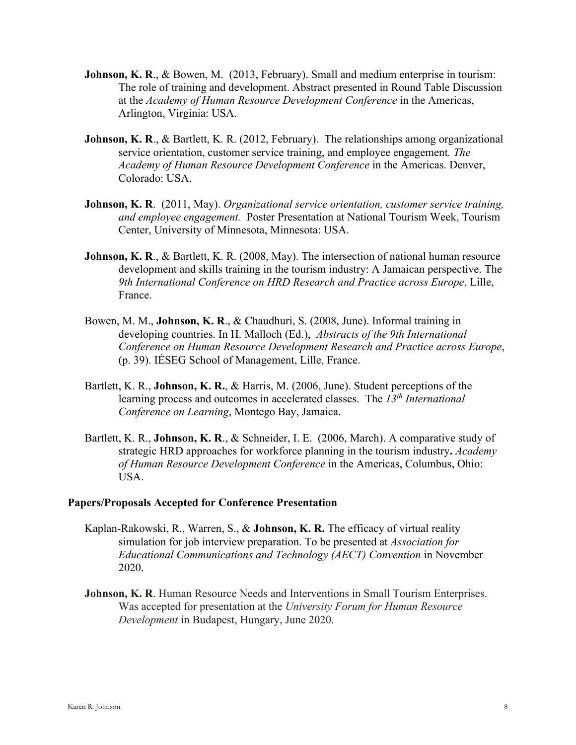**Johnson, K. R**., & Bowen, M. (2013, February). Small and medium enterprise in tourism: The role of training and development. Abstract presented in Round Table Discussion at the *Academy of Human Resource Development Conference* in the Americas, Arlington, Virginia: USA.

**Johnson, K. R**., & Bartlett, K. R. (2012, February). The relationships among organizational service orientation, customer service training, and employee engagement*. The Academy of Human Resource Development Conference* in the Americas. Denver, Colorado: USA.

**Johnson, K. R**. (2011, May). *Organizational service orientation, customer service training, and employee engagement.* Poster Presentation at National Tourism Week, Tourism Center, University of Minnesota, Minnesota: USA.

**Johnson, K. R**., & Bartlett, K. R. (2008, May). The intersection of national human resource development and skills training in the tourism industry: A Jamaican perspective. The *9th International Conference on HRD Research and Practice across Europe*, Lille, France.

Bowen, M. M., **Johnson, K. R**., & Chaudhuri, S. (2008, June). Informal training in developing countries. In H. Malloch (Ed.), *Abstracts of the 9th International Conference on Human Resource Development Research and Practice across Europe*, (p. 39). IÉSEG School of Management, Lille, France.

Bartlett, K. R., **Johnson, K. R.**, & Harris, M. (2006, June). Student perceptions of the learning process and outcomes in accelerated classes. The *13th International Conference on Learning*, Montego Bay, Jamaica.

Bartlett, K. R., **Johnson, K. R**., & Schneider, I. E. (2006, March). A comparative study of strategic HRD approaches for workforce planning in the tourism industry**.** *Academy of Human Resource Development Conference* in the Americas, Columbus, Ohio: USA.

### Papers/Proposals Accepted for Conference Presentation

Kaplan-Rakowski, R., Warren, S., & **Johnson, K. R.** The efficacy of virtual reality simulation for job interview preparation. To be presented at *Association for Educational Communications and Technology (AECT) Convention* in November 2020.

**Johnson, K. R**. Human Resource Needs and Interventions in Small Tourism Enterprises. Was accepted for presentation at the *University Forum for Human Resource Development* in Budapest, Hungary, June 2020.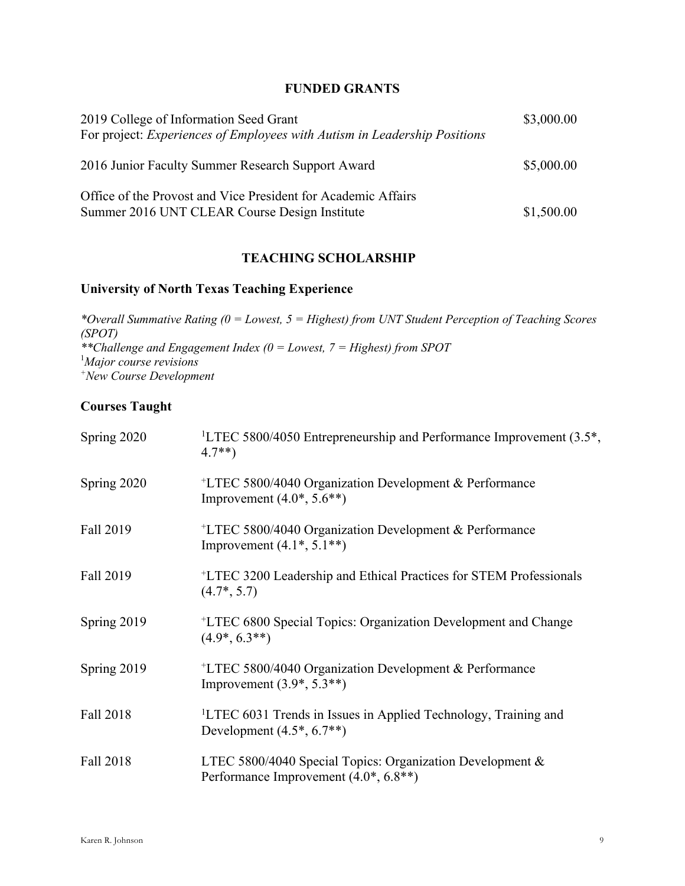## FUNDED GRANTS

| | |
|---|---|
| 2019 College of Information Seed Grant<br>For project: *Experiences of Employees with Autism in Leadership Positions* | $3,000.00 |
| 2016 Junior Faculty Summer Research Support Award | $5,000.00 |
| Office of the Provost and Vice President for Academic Affairs<br>Summer 2016 UNT CLEAR Course Design Institute | $1,500.00 |

## TEACHING SCHOLARSHIP

### University of North Texas Teaching Experience

*\*Overall Summative Rating (0 = Lowest, 5 = Highest) from UNT Student Perception of Teaching Scores (SPOT)*
*\*\*Challenge and Engagement Index (0 = Lowest, 7 = Highest) from SPOT*
[1]*Major course revisions*
[+]*New Course Development*

### Courses Taught

| | |
|---|---|
| Spring 2020 | [1]LTEC 5800/4050 Entrepreneurship and Performance Improvement (3.5*, 4.7**) |
| Spring 2020 | [+]LTEC 5800/4040 Organization Development & Performance Improvement (4.0*, 5.6**) |
| Fall 2019 | [+]LTEC 5800/4040 Organization Development & Performance Improvement (4.1*, 5.1**) |
| Fall 2019 | [+]LTEC 3200 Leadership and Ethical Practices for STEM Professionals (4.7*, 5.7) |
| Spring 2019 | [+]LTEC 6800 Special Topics: Organization Development and Change (4.9*, 6.3**) |
| Spring 2019 | [+]LTEC 5800/4040 Organization Development & Performance Improvement (3.9*, 5.3**) |
| Fall 2018 | [1]LTEC 6031 Trends in Issues in Applied Technology, Training and Development (4.5*, 6.7**) |
| Fall 2018 | LTEC 5800/4040 Special Topics: Organization Development & Performance Improvement (4.0*, 6.8**) |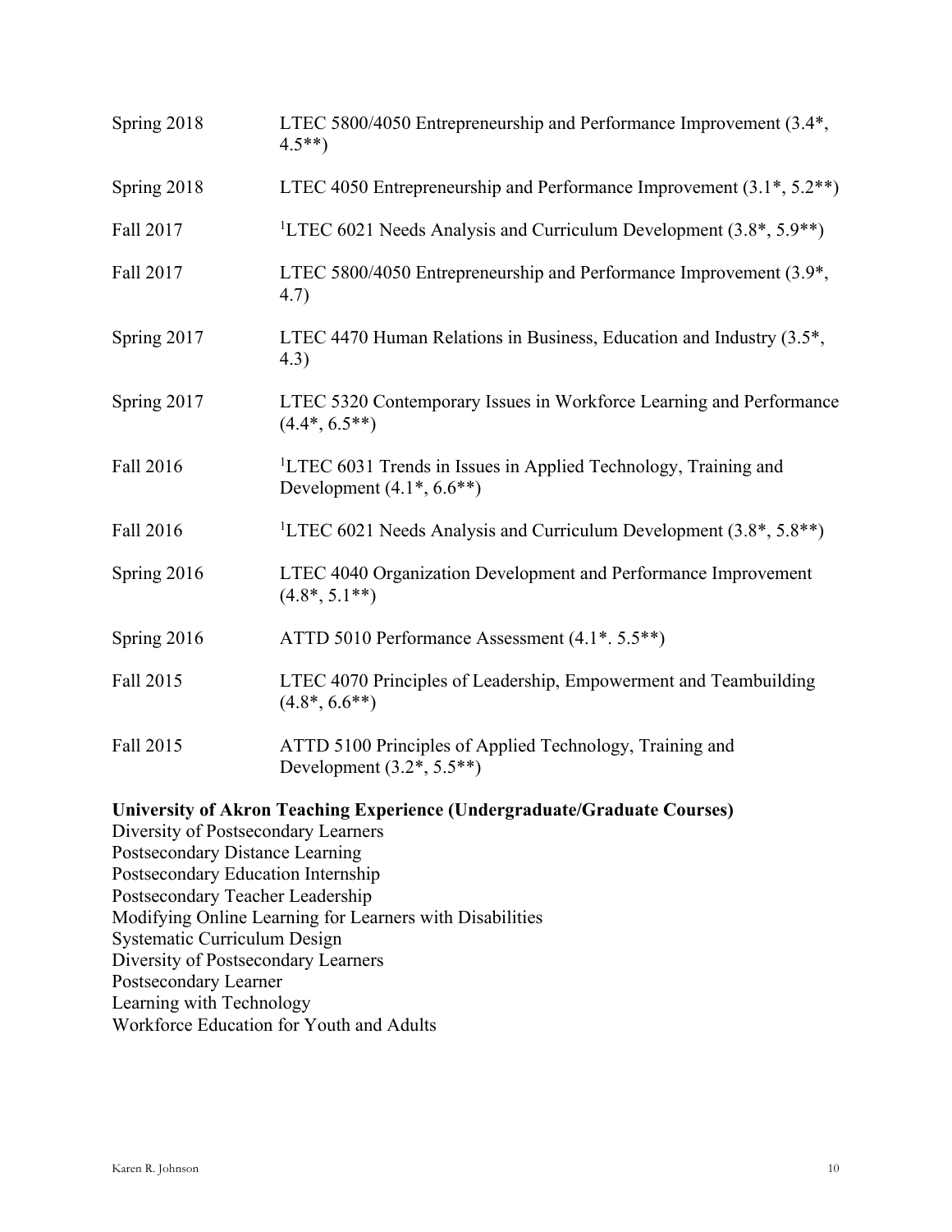Spring 2018 LTEC 5800/4050 Entrepreneurship and Performance Improvement (3.4*, 4.5**)

Spring 2018 LTEC 4050 Entrepreneurship and Performance Improvement (3.1*, 5.2**)

Fall 2017 [1]LTEC 6021 Needs Analysis and Curriculum Development (3.8*, 5.9**)

Fall 2017 LTEC 5800/4050 Entrepreneurship and Performance Improvement (3.9*, 4.7)

Spring 2017 LTEC 4470 Human Relations in Business, Education and Industry (3.5*, 4.3)

Spring 2017 LTEC 5320 Contemporary Issues in Workforce Learning and Performance (4.4*, 6.5**)

Fall 2016 [1]LTEC 6031 Trends in Issues in Applied Technology, Training and Development (4.1*, 6.6**)

Fall 2016 [1]LTEC 6021 Needs Analysis and Curriculum Development (3.8*, 5.8**)

Spring 2016 LTEC 4040 Organization Development and Performance Improvement (4.8*, 5.1**)

Spring 2016 ATTD 5010 Performance Assessment (4.1*. 5.5**)

Fall 2015 LTEC 4070 Principles of Leadership, Empowerment and Teambuilding (4.8*, 6.6**)

Fall 2015 ATTD 5100 Principles of Applied Technology, Training and Development (3.2*, 5.5**)

**University of Akron Teaching Experience (Undergraduate/Graduate Courses)**

Diversity of Postsecondary Learners
Postsecondary Distance Learning
Postsecondary Education Internship
Postsecondary Teacher Leadership
Modifying Online Learning for Learners with Disabilities
Systematic Curriculum Design
Diversity of Postsecondary Learners
Postsecondary Learner
Learning with Technology
Workforce Education for Youth and Adults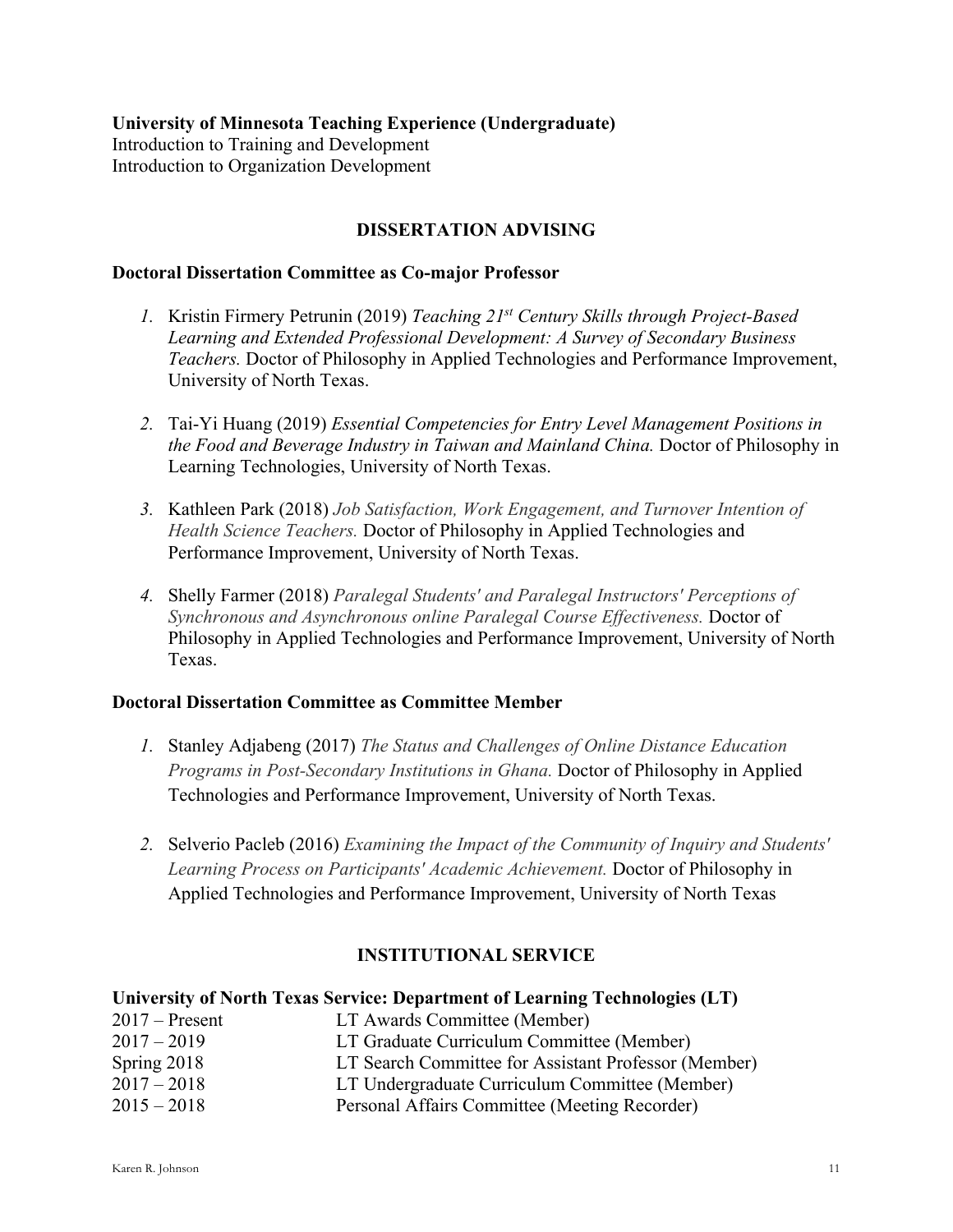**University of Minnesota Teaching Experience (Undergraduate)**
Introduction to Training and Development
Introduction to Organization Development

## DISSERTATION ADVISING

### Doctoral Dissertation Committee as Co-major Professor

1. Kristin Firmery Petrunin (2019) *Teaching 21st Century Skills through Project-Based Learning and Extended Professional Development: A Survey of Secondary Business Teachers.* Doctor of Philosophy in Applied Technologies and Performance Improvement, University of North Texas.

2. Tai-Yi Huang (2019) *Essential Competencies for Entry Level Management Positions in the Food and Beverage Industry in Taiwan and Mainland China.* Doctor of Philosophy in Learning Technologies, University of North Texas.

3. Kathleen Park (2018) *Job Satisfaction, Work Engagement, and Turnover Intention of Health Science Teachers.* Doctor of Philosophy in Applied Technologies and Performance Improvement, University of North Texas.

4. Shelly Farmer (2018) *Paralegal Students' and Paralegal Instructors' Perceptions of Synchronous and Asynchronous online Paralegal Course Effectiveness.* Doctor of Philosophy in Applied Technologies and Performance Improvement, University of North Texas.

### Doctoral Dissertation Committee as Committee Member

1. Stanley Adjabeng (2017) *The Status and Challenges of Online Distance Education Programs in Post-Secondary Institutions in Ghana.* Doctor of Philosophy in Applied Technologies and Performance Improvement, University of North Texas.

2. Selverio Pacleb (2016) *Examining the Impact of the Community of Inquiry and Students' Learning Process on Participants' Academic Achievement.* Doctor of Philosophy in Applied Technologies and Performance Improvement, University of North Texas

## INSTITUTIONAL SERVICE

### University of North Texas Service: Department of Learning Technologies (LT)

| | |
|---|---|
| 2017 – Present | LT Awards Committee (Member) |
| 2017 – 2019 | LT Graduate Curriculum Committee (Member) |
| Spring 2018 | LT Search Committee for Assistant Professor (Member) |
| 2017 – 2018 | LT Undergraduate Curriculum Committee (Member) |
| 2015 – 2018 | Personal Affairs Committee (Meeting Recorder) |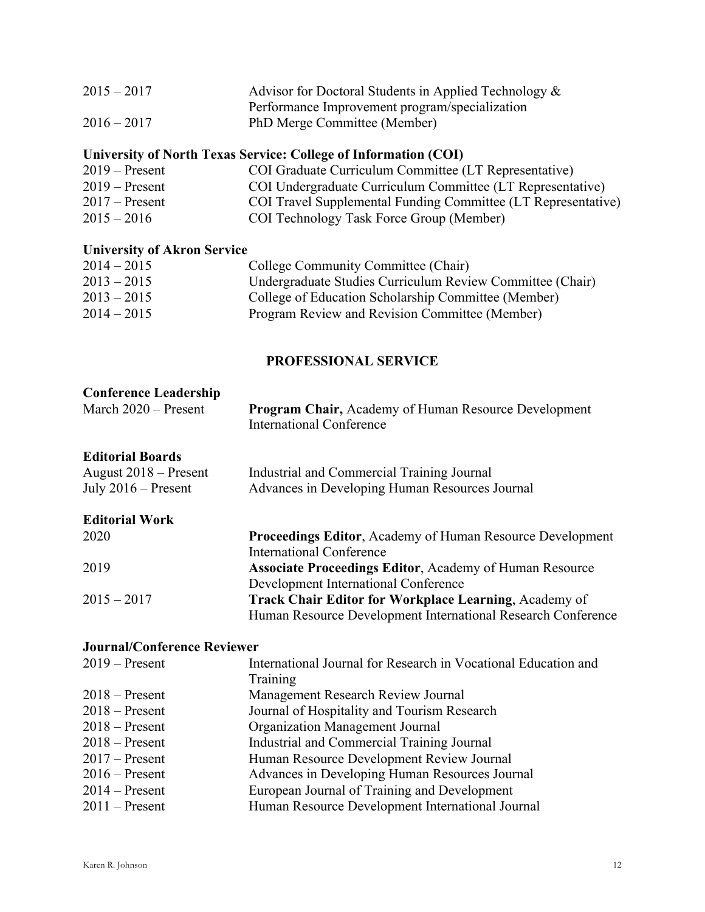2015 – 2017 Advisor for Doctoral Students in Applied Technology & Performance Improvement program/specialization

2016 – 2017 PhD Merge Committee (Member)

**University of North Texas Service: College of Information (COI)**

2019 – Present COI Graduate Curriculum Committee (LT Representative)

2019 – Present COI Undergraduate Curriculum Committee (LT Representative)

2017 – Present COI Travel Supplemental Funding Committee (LT Representative)

2015 – 2016 COI Technology Task Force Group (Member)

**University of Akron Service**

2014 – 2015 College Community Committee (Chair)

2013 – 2015 Undergraduate Studies Curriculum Review Committee (Chair)

2013 – 2015 College of Education Scholarship Committee (Member)

2014 – 2015 Program Review and Revision Committee (Member)

## PROFESSIONAL SERVICE

**Conference Leadership**

March 2020 – Present **Program Chair,** Academy of Human Resource Development International Conference

**Editorial Boards**

August 2018 – Present Industrial and Commercial Training Journal

July 2016 – Present Advances in Developing Human Resources Journal

**Editorial Work**

2020 **Proceedings Editor**, Academy of Human Resource Development International Conference

2019 **Associate Proceedings Editor**, Academy of Human Resource Development International Conference

2015 – 2017 **Track Chair Editor for Workplace Learning**, Academy of Human Resource Development International Research Conference

**Journal/Conference Reviewer**

2019 – Present International Journal for Research in Vocational Education and Training

2018 – Present Management Research Review Journal

2018 – Present Journal of Hospitality and Tourism Research

2018 – Present Organization Management Journal

2018 – Present Industrial and Commercial Training Journal

2017 – Present Human Resource Development Review Journal

2016 – Present Advances in Developing Human Resources Journal

2014 – Present European Journal of Training and Development

2011 – Present Human Resource Development International Journal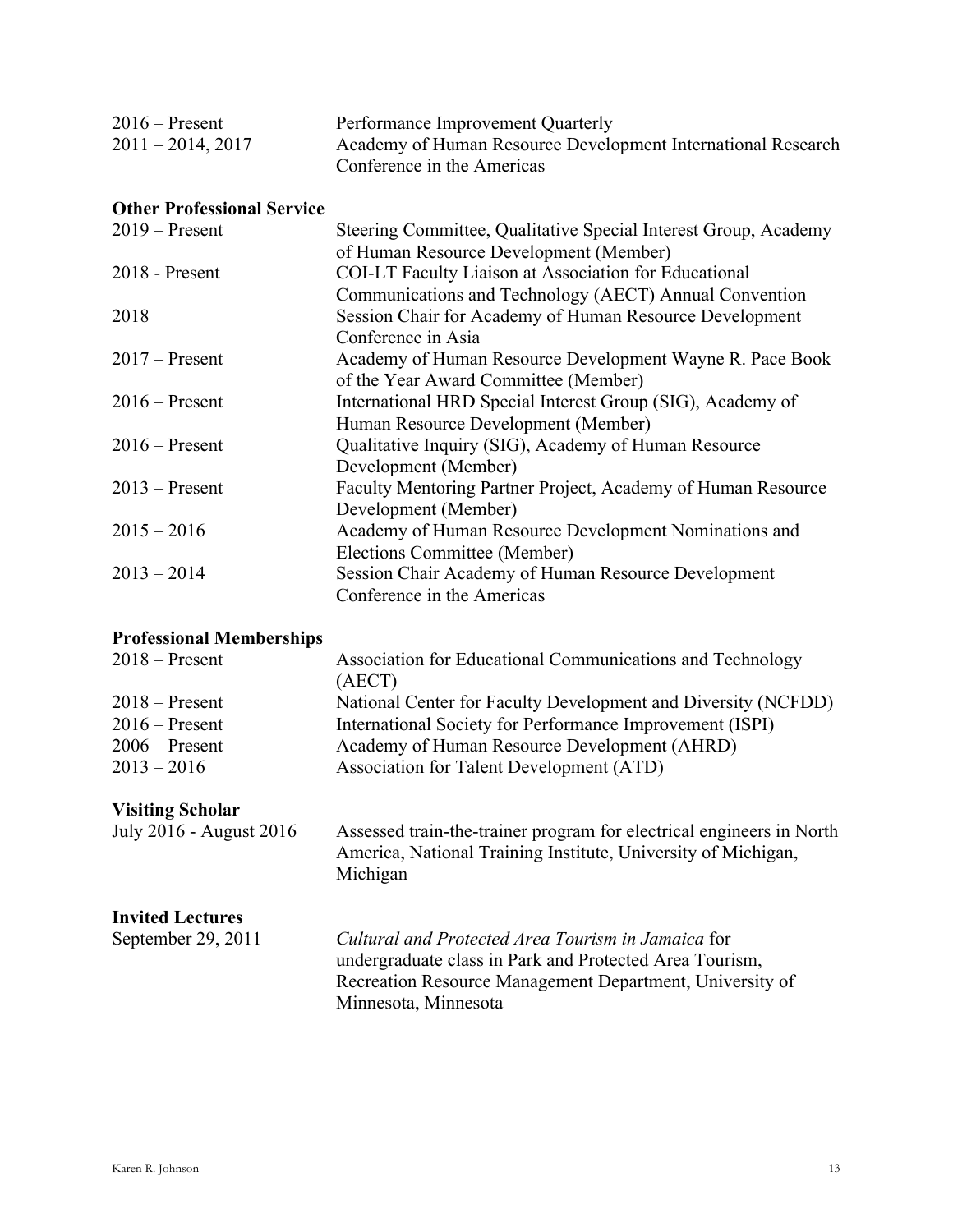| | |
|---|---|
| 2016 – Present | Performance Improvement Quarterly |
| 2011 – 2014, 2017 | Academy of Human Resource Development International Research Conference in the Americas |

**Other Professional Service**

| | |
|---|---|
| 2019 – Present | Steering Committee, Qualitative Special Interest Group, Academy of Human Resource Development (Member) |
| 2018 - Present | COI-LT Faculty Liaison at Association for Educational Communications and Technology (AECT) Annual Convention |
| 2018 | Session Chair for Academy of Human Resource Development Conference in Asia |
| 2017 – Present | Academy of Human Resource Development Wayne R. Pace Book of the Year Award Committee (Member) |
| 2016 – Present | International HRD Special Interest Group (SIG), Academy of Human Resource Development (Member) |
| 2016 – Present | Qualitative Inquiry (SIG), Academy of Human Resource Development (Member) |
| 2013 – Present | Faculty Mentoring Partner Project, Academy of Human Resource Development (Member) |
| 2015 – 2016 | Academy of Human Resource Development Nominations and Elections Committee (Member) |
| 2013 – 2014 | Session Chair Academy of Human Resource Development Conference in the Americas |

**Professional Memberships**

| | |
|---|---|
| 2018 – Present | Association for Educational Communications and Technology (AECT) |
| 2018 – Present | National Center for Faculty Development and Diversity (NCFDD) |
| 2016 – Present | International Society for Performance Improvement (ISPI) |
| 2006 – Present | Academy of Human Resource Development (AHRD) |
| 2013 – 2016 | Association for Talent Development (ATD) |

**Visiting Scholar**

| | |
|---|---|
| July 2016 - August 2016 | Assessed train-the-trainer program for electrical engineers in North America, National Training Institute, University of Michigan, Michigan |

**Invited Lectures**

| | |
|---|---|
| September 29, 2011 | *Cultural and Protected Area Tourism in Jamaica* for undergraduate class in Park and Protected Area Tourism, Recreation Resource Management Department, University of Minnesota, Minnesota |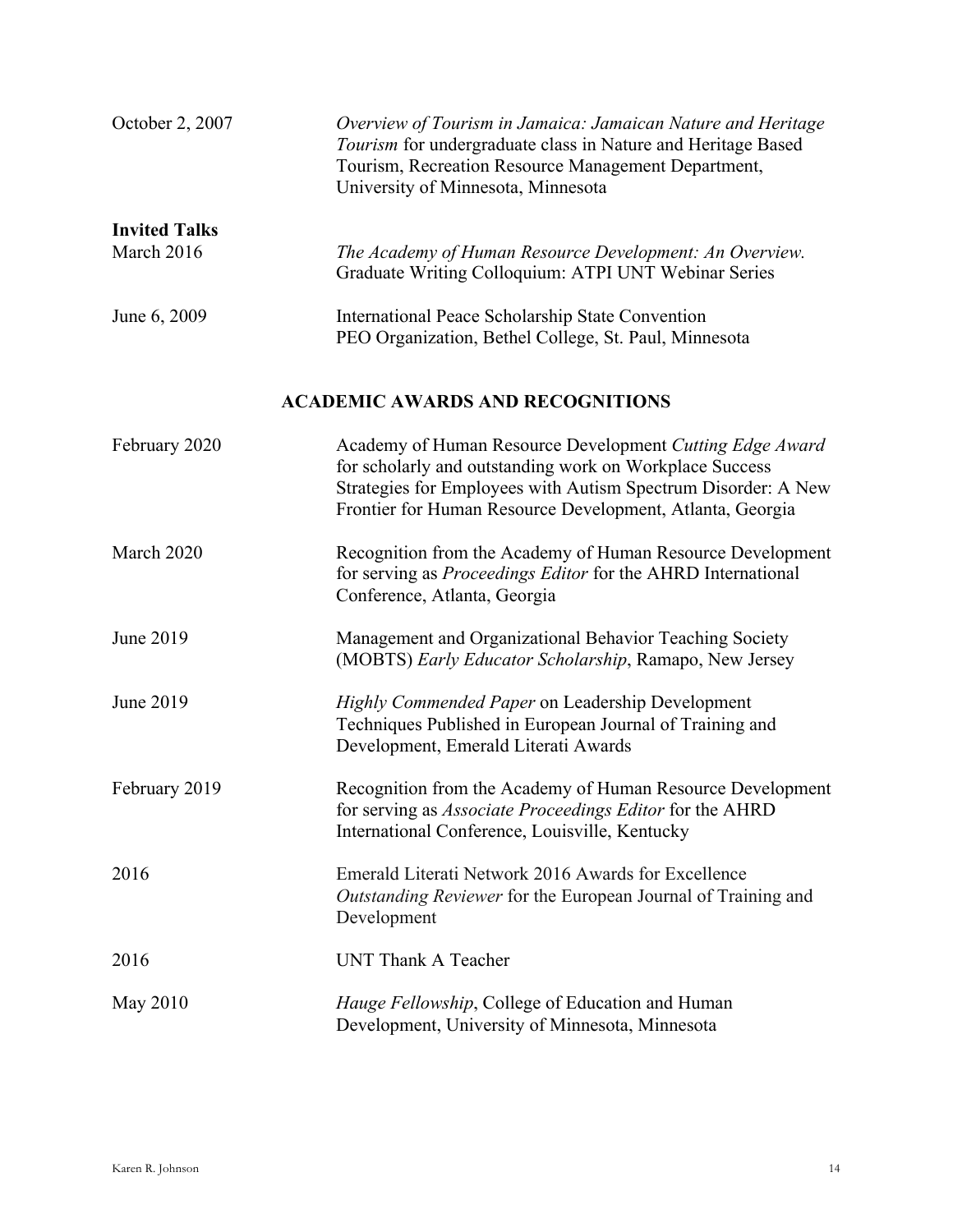October 2, 2007 — *Overview of Tourism in Jamaica: Jamaican Nature and Heritage Tourism* for undergraduate class in Nature and Heritage Based Tourism, Recreation Resource Management Department, University of Minnesota, Minnesota

**Invited Talks**

March 2016 — *The Academy of Human Resource Development: An Overview.* Graduate Writing Colloquium: ATPI UNT Webinar Series

June 6, 2009 — International Peace Scholarship State Convention PEO Organization, Bethel College, St. Paul, Minnesota

## ACADEMIC AWARDS AND RECOGNITIONS

February 2020 — Academy of Human Resource Development *Cutting Edge Award* for scholarly and outstanding work on Workplace Success Strategies for Employees with Autism Spectrum Disorder: A New Frontier for Human Resource Development, Atlanta, Georgia

March 2020 — Recognition from the Academy of Human Resource Development for serving as *Proceedings Editor* for the AHRD International Conference, Atlanta, Georgia

June 2019 — Management and Organizational Behavior Teaching Society (MOBTS) *Early Educator Scholarship*, Ramapo, New Jersey

June 2019 — *Highly Commended Paper* on Leadership Development Techniques Published in European Journal of Training and Development, Emerald Literati Awards

February 2019 — Recognition from the Academy of Human Resource Development for serving as *Associate Proceedings Editor* for the AHRD International Conference, Louisville, Kentucky

2016 — Emerald Literati Network 2016 Awards for Excellence *Outstanding Reviewer* for the European Journal of Training and Development

2016 — UNT Thank A Teacher

May 2010 — *Hauge Fellowship*, College of Education and Human Development, University of Minnesota, Minnesota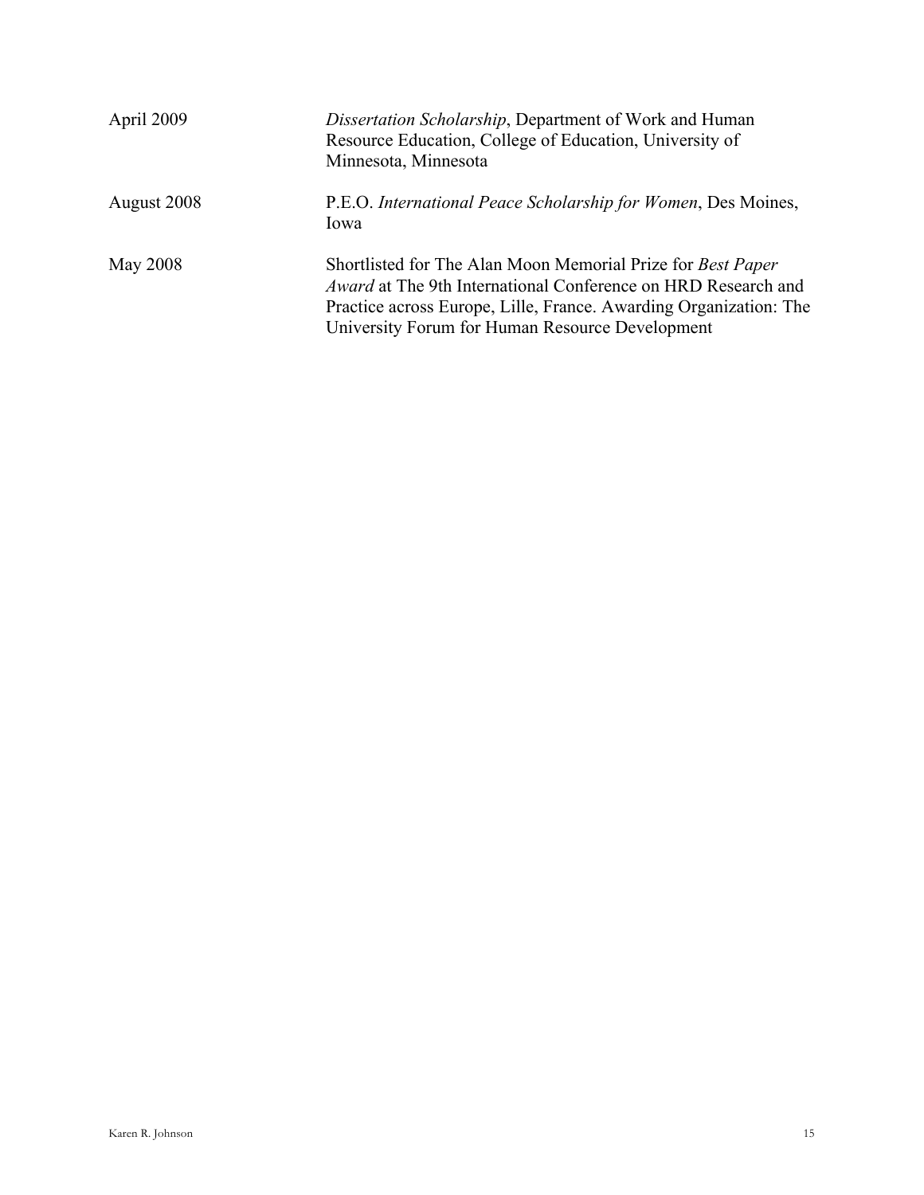| | |
|---|---|
| April 2009 | *Dissertation Scholarship*, Department of Work and Human Resource Education, College of Education, University of Minnesota, Minnesota |
| August 2008 | P.E.O. *International Peace Scholarship for Women*, Des Moines, Iowa |
| May 2008 | Shortlisted for The Alan Moon Memorial Prize for *Best Paper Award* at The 9th International Conference on HRD Research and Practice across Europe, Lille, France. Awarding Organization: The University Forum for Human Resource Development |